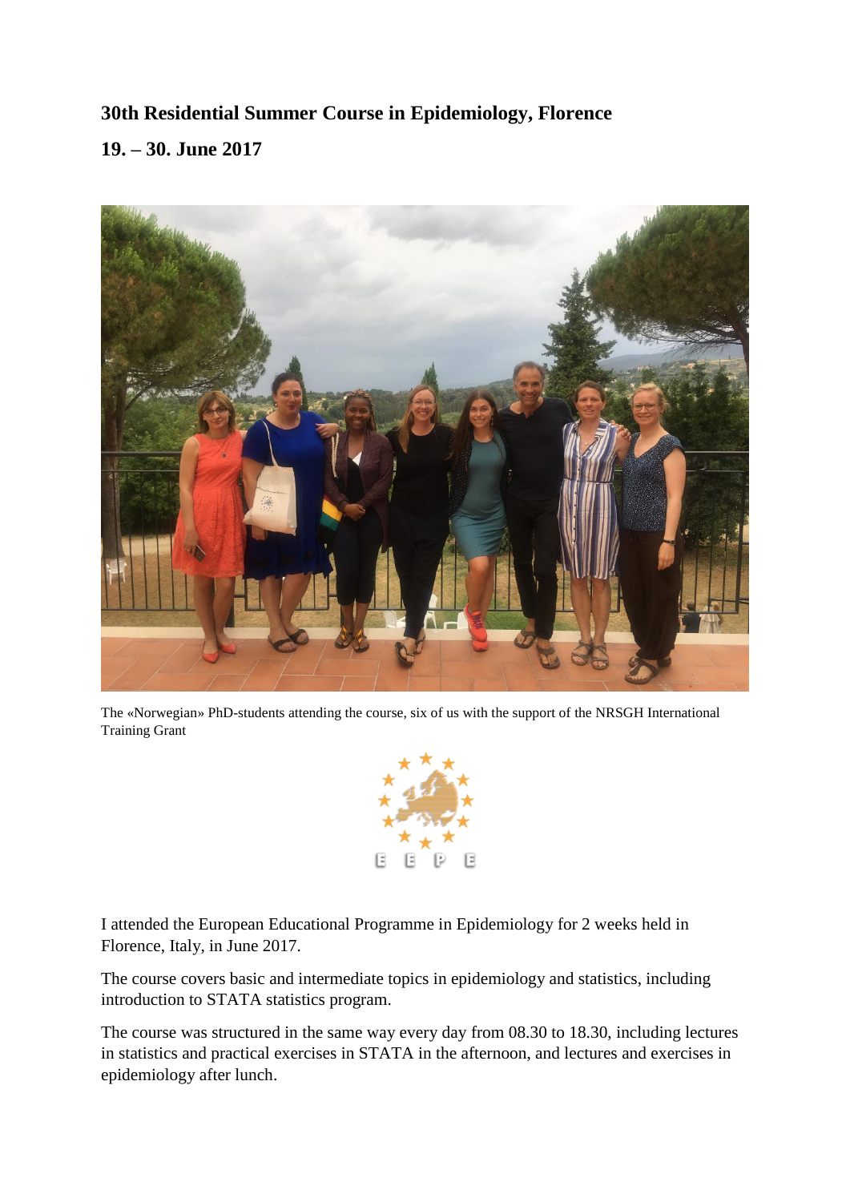**30th Residential Summer Course in Epidemiology, Florence**

**19. – 30. June 2017**

The «Norwegian» PhD-students attending the course, six of us with the support of the NRSGH International Training Grant

I attended the European Educational Programme in Epidemiology for 2 weeks held in Florence, Italy, in June 2017.

The course covers basic and intermediate topics in epidemiology and statistics, including introduction to STATA statistics program.

The course was structured in the same way every day from 08.30 to 18.30, including lectures in statistics and practical exercises in STATA in the afternoon, and lectures and exercises in epidemiology after lunch.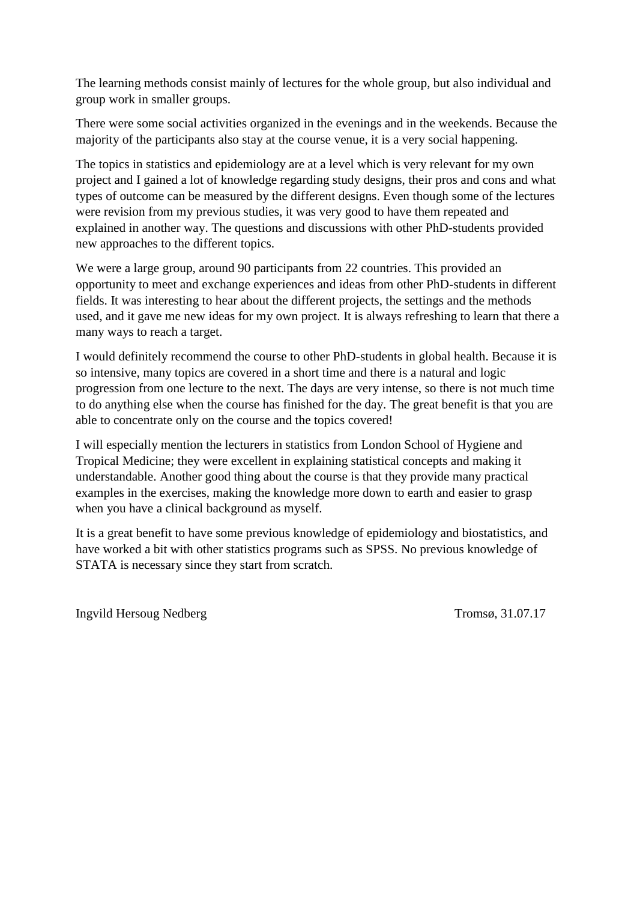The learning methods consist mainly of lectures for the whole group, but also individual and group work in smaller groups.

There were some social activities organized in the evenings and in the weekends. Because the majority of the participants also stay at the course venue, it is a very social happening.

The topics in statistics and epidemiology are at a level which is very relevant for my own project and I gained a lot of knowledge regarding study designs, their pros and cons and what types of outcome can be measured by the different designs. Even though some of the lectures were revision from my previous studies, it was very good to have them repeated and explained in another way. The questions and discussions with other PhD-students provided new approaches to the different topics.

We were a large group, around 90 participants from 22 countries. This provided an opportunity to meet and exchange experiences and ideas from other PhD-students in different fields. It was interesting to hear about the different projects, the settings and the methods used, and it gave me new ideas for my own project. It is always refreshing to learn that there a many ways to reach a target.

I would definitely recommend the course to other PhD-students in global health. Because it is so intensive, many topics are covered in a short time and there is a natural and logic progression from one lecture to the next. The days are very intense, so there is not much time to do anything else when the course has finished for the day. The great benefit is that you are able to concentrate only on the course and the topics covered!

I will especially mention the lecturers in statistics from London School of Hygiene and Tropical Medicine; they were excellent in explaining statistical concepts and making it understandable. Another good thing about the course is that they provide many practical examples in the exercises, making the knowledge more down to earth and easier to grasp when you have a clinical background as myself.

It is a great benefit to have some previous knowledge of epidemiology and biostatistics, and have worked a bit with other statistics programs such as SPSS. No previous knowledge of STATA is necessary since they start from scratch.

Ingvild Hersoug Nedberg Tromsø, 31.07.17